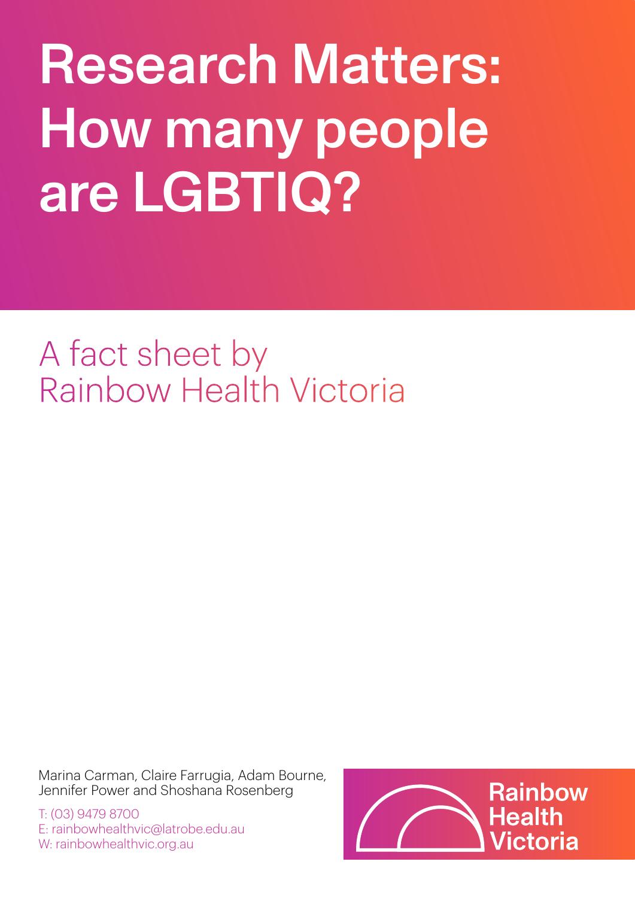# Research Matters: How many people are LGBTIQ?

## A fact sheet by Rainbow Health Victoria

Marina Carman, Claire Farrugia, Adam Bourne, Jennifer Power and Shoshana Rosenberg

T: (03) 9479 8700
E: rainbowhealthvic@latrobe.edu.au
W: rainbowhealthvic.org.au

Rainbow Health Victoria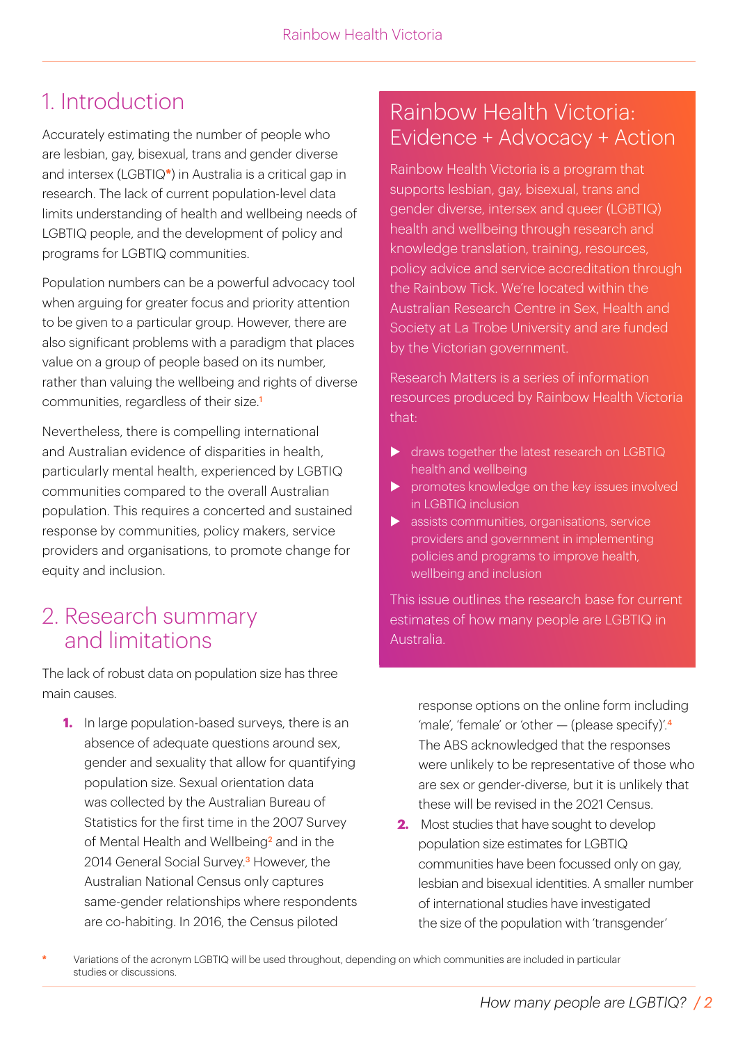## 1. Introduction

Accurately estimating the number of people who are lesbian, gay, bisexual, trans and gender diverse and intersex (LGBTIQ*) in Australia is a critical gap in research. The lack of current population-level data limits understanding of health and wellbeing needs of LGBTIQ people, and the development of policy and programs for LGBTIQ communities.

Population numbers can be a powerful advocacy tool when arguing for greater focus and priority attention to be given to a particular group. However, there are also significant problems with a paradigm that places value on a group of people based on its number, rather than valuing the wellbeing and rights of diverse communities, regardless of their size.[1]

Nevertheless, there is compelling international and Australian evidence of disparities in health, particularly mental health, experienced by LGBTIQ communities compared to the overall Australian population. This requires a concerted and sustained response by communities, policy makers, service providers and organisations, to promote change for equity and inclusion.

## Rainbow Health Victoria: Evidence + Advocacy + Action

Rainbow Health Victoria is a program that supports lesbian, gay, bisexual, trans and gender diverse, intersex and queer (LGBTIQ) health and wellbeing through research and knowledge translation, training, resources, policy advice and service accreditation through the Rainbow Tick. We're located within the Australian Research Centre in Sex, Health and Society at La Trobe University and are funded by the Victorian government.

Research Matters is a series of information resources produced by Rainbow Health Victoria that:

- draws together the latest research on LGBTIQ health and wellbeing
- promotes knowledge on the key issues involved in LGBTIQ inclusion
- assists communities, organisations, service providers and government in implementing policies and programs to improve health, wellbeing and inclusion

This issue outlines the research base for current estimates of how many people are LGBTIQ in Australia.

## 2. Research summary and limitations

The lack of robust data on population size has three main causes.

1. In large population-based surveys, there is an absence of adequate questions around sex, gender and sexuality that allow for quantifying population size. Sexual orientation data was collected by the Australian Bureau of Statistics for the first time in the 2007 Survey of Mental Health and Wellbeing[2] and in the 2014 General Social Survey.[3] However, the Australian National Census only captures same-gender relationships where respondents are co-habiting. In 2016, the Census piloted response options on the online form including 'male', 'female' or 'other — (please specify)'.[4] The ABS acknowledged that the responses were unlikely to be representative of those who are sex or gender-diverse, but it is unlikely that these will be revised in the 2021 Census.
2. Most studies that have sought to develop population size estimates for LGBTIQ communities have been focussed only on gay, lesbian and bisexual identities. A smaller number of international studies have investigated the size of the population with 'transgender'

\* Variations of the acronym LGBTIQ will be used throughout, depending on which communities are included in particular studies or discussions.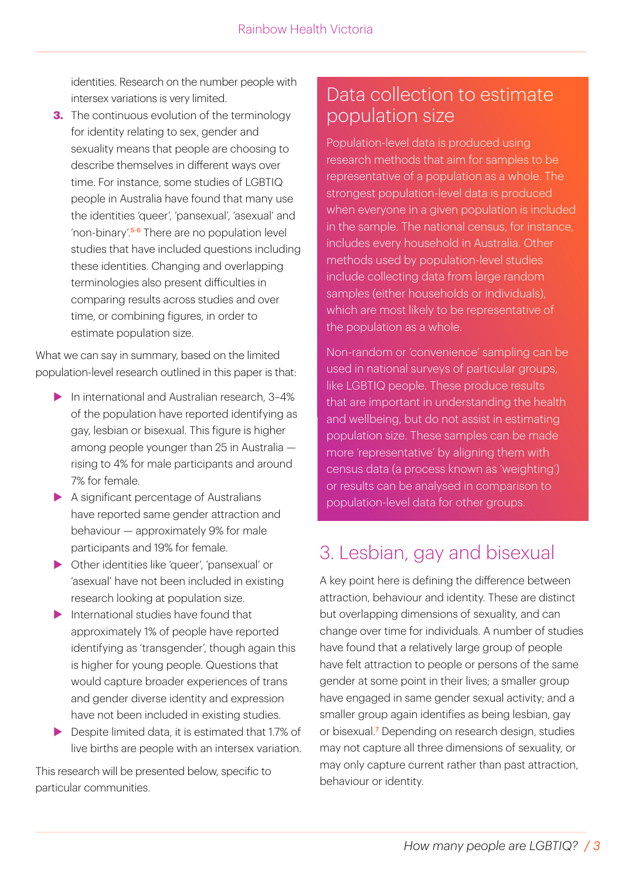identities. Research on the number people with intersex variations is very limited.

3. The continuous evolution of the terminology for identity relating to sex, gender and sexuality means that people are choosing to describe themselves in different ways over time. For instance, some studies of LGBTIQ people in Australia have found that many use the identities 'queer', 'pansexual', 'asexual' and 'non-binary'.[5-6] There are no population level studies that have included questions including these identities. Changing and overlapping terminologies also present difficulties in comparing results across studies and over time, or combining figures, in order to estimate population size.

What we can say in summary, based on the limited population-level research outlined in this paper is that:

- In international and Australian research, 3–4% of the population have reported identifying as gay, lesbian or bisexual. This figure is higher among people younger than 25 in Australia — rising to 4% for male participants and around 7% for female.
- A significant percentage of Australians have reported same gender attraction and behaviour — approximately 9% for male participants and 19% for female.
- Other identities like 'queer', 'pansexual' or 'asexual' have not been included in existing research looking at population size.
- International studies have found that approximately 1% of people have reported identifying as 'transgender', though again this is higher for young people. Questions that would capture broader experiences of trans and gender diverse identity and expression have not been included in existing studies.
- Despite limited data, it is estimated that 1.7% of live births are people with an intersex variation.

This research will be presented below, specific to particular communities.

## Data collection to estimate population size

Population-level data is produced using research methods that aim for samples to be representative of a population as a whole. The strongest population-level data is produced when everyone in a given population is included in the sample. The national census, for instance, includes every household in Australia. Other methods used by population-level studies include collecting data from large random samples (either households or individuals), which are most likely to be representative of the population as a whole.

Non-random or 'convenience' sampling can be used in national surveys of particular groups, like LGBTIQ people. These produce results that are important in understanding the health and wellbeing, but do not assist in estimating population size. These samples can be made more 'representative' by aligning them with census data (a process known as 'weighting') or results can be analysed in comparison to population-level data for other groups.

## 3. Lesbian, gay and bisexual

A key point here is defining the difference between attraction, behaviour and identity. These are distinct but overlapping dimensions of sexuality, and can change over time for individuals. A number of studies have found that a relatively large group of people have felt attraction to people or persons of the same gender at some point in their lives; a smaller group have engaged in same gender sexual activity; and a smaller group again identifies as being lesbian, gay or bisexual.[7] Depending on research design, studies may not capture all three dimensions of sexuality, or may only capture current rather than past attraction, behaviour or identity.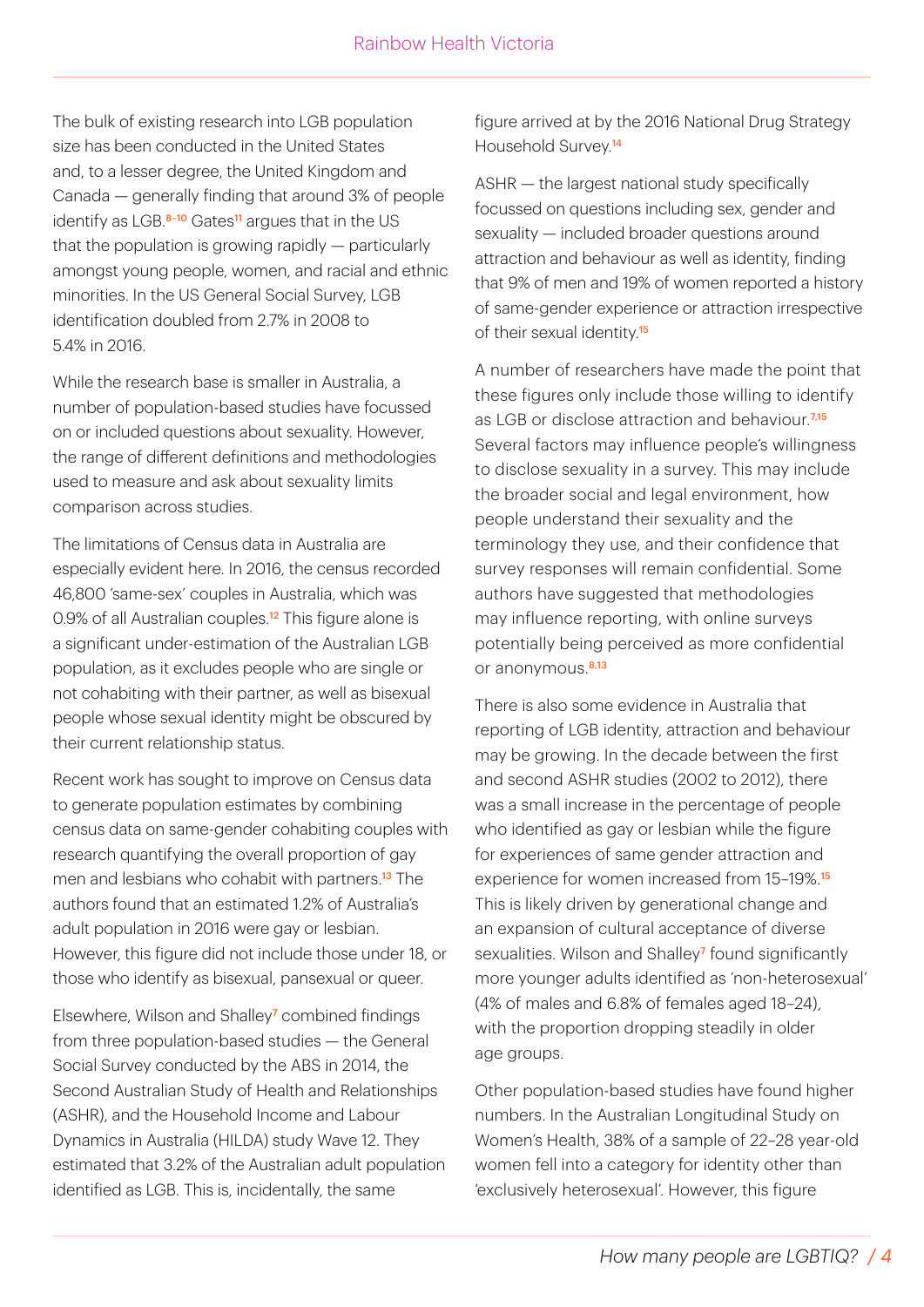The bulk of existing research into LGB population size has been conducted in the United States and, to a lesser degree, the United Kingdom and Canada — generally finding that around 3% of people identify as LGB.[8–10] Gates[11] argues that in the US that the population is growing rapidly — particularly amongst young people, women, and racial and ethnic minorities. In the US General Social Survey, LGB identification doubled from 2.7% in 2008 to 5.4% in 2016.

While the research base is smaller in Australia, a number of population-based studies have focussed on or included questions about sexuality. However, the range of different definitions and methodologies used to measure and ask about sexuality limits comparison across studies.

The limitations of Census data in Australia are especially evident here. In 2016, the census recorded 46,800 'same-sex' couples in Australia, which was 0.9% of all Australian couples.[12] This figure alone is a significant under-estimation of the Australian LGB population, as it excludes people who are single or not cohabiting with their partner, as well as bisexual people whose sexual identity might be obscured by their current relationship status.

Recent work has sought to improve on Census data to generate population estimates by combining census data on same-gender cohabiting couples with research quantifying the overall proportion of gay men and lesbians who cohabit with partners.[13] The authors found that an estimated 1.2% of Australia's adult population in 2016 were gay or lesbian. However, this figure did not include those under 18, or those who identify as bisexual, pansexual or queer.

Elsewhere, Wilson and Shalley[7] combined findings from three population-based studies — the General Social Survey conducted by the ABS in 2014, the Second Australian Study of Health and Relationships (ASHR), and the Household Income and Labour Dynamics in Australia (HILDA) study Wave 12. They estimated that 3.2% of the Australian adult population identified as LGB. This is, incidentally, the same figure arrived at by the 2016 National Drug Strategy Household Survey.[14]

ASHR — the largest national study specifically focussed on questions including sex, gender and sexuality — included broader questions around attraction and behaviour as well as identity, finding that 9% of men and 19% of women reported a history of same-gender experience or attraction irrespective of their sexual identity.[15]

A number of researchers have made the point that these figures only include those willing to identify as LGB or disclose attraction and behaviour.[7,15] Several factors may influence people's willingness to disclose sexuality in a survey. This may include the broader social and legal environment, how people understand their sexuality and the terminology they use, and their confidence that survey responses will remain confidential. Some authors have suggested that methodologies may influence reporting, with online surveys potentially being perceived as more confidential or anonymous.[8,13]

There is also some evidence in Australia that reporting of LGB identity, attraction and behaviour may be growing. In the decade between the first and second ASHR studies (2002 to 2012), there was a small increase in the percentage of people who identified as gay or lesbian while the figure for experiences of same gender attraction and experience for women increased from 15–19%.[15] This is likely driven by generational change and an expansion of cultural acceptance of diverse sexualities. Wilson and Shalley[7] found significantly more younger adults identified as 'non-heterosexual' (4% of males and 6.8% of females aged 18–24), with the proportion dropping steadily in older age groups.

Other population-based studies have found higher numbers. In the Australian Longitudinal Study on Women's Health, 38% of a sample of 22–28 year-old women fell into a category for identity other than 'exclusively heterosexual'. However, this figure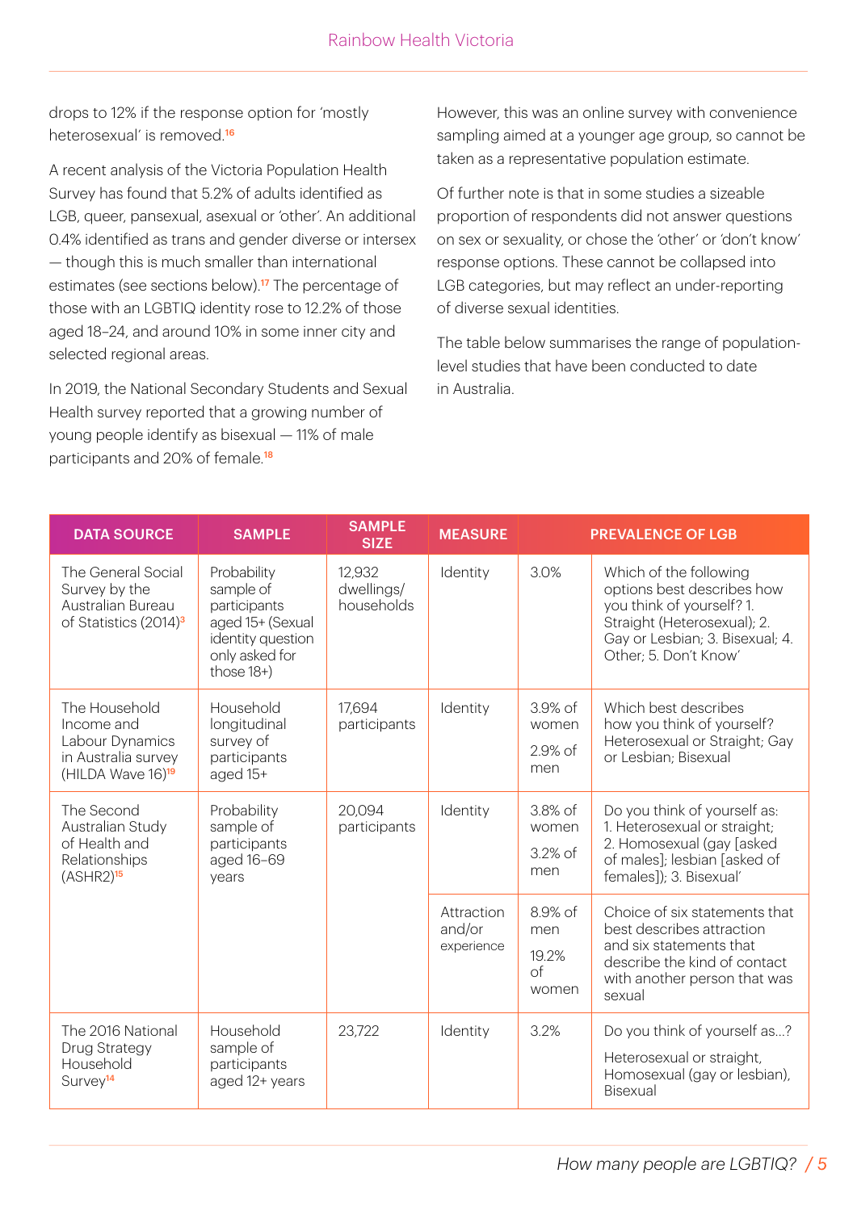drops to 12% if the response option for 'mostly heterosexual' is removed.[16]

A recent analysis of the Victoria Population Health Survey has found that 5.2% of adults identified as LGB, queer, pansexual, asexual or 'other'. An additional 0.4% identified as trans and gender diverse or intersex — though this is much smaller than international estimates (see sections below).[17] The percentage of those with an LGBTIQ identity rose to 12.2% of those aged 18–24, and around 10% in some inner city and selected regional areas.

In 2019, the National Secondary Students and Sexual Health survey reported that a growing number of young people identify as bisexual — 11% of male participants and 20% of female.[18]

However, this was an online survey with convenience sampling aimed at a younger age group, so cannot be taken as a representative population estimate.

Of further note is that in some studies a sizeable proportion of respondents did not answer questions on sex or sexuality, or chose the 'other' or 'don't know' response options. These cannot be collapsed into LGB categories, but may reflect an under-reporting of diverse sexual identities.

The table below summarises the range of population-level studies that have been conducted to date in Australia.

| DATA SOURCE | SAMPLE | SAMPLE SIZE | MEASURE | PREVALENCE OF LGB | |
|---|---|---|---|---|---|
| The General Social Survey by the Australian Bureau of Statistics (2014)[3] | Probability sample of participants aged 15+ (Sexual identity question only asked for those 18+) | 12,932 dwellings/ households | Identity | 3.0% | Which of the following options best describes how you think of yourself? 1. Straight (Heterosexual); 2. Gay or Lesbian; 3. Bisexual; 4. Other; 5. Don't Know' |
| The Household Income and Labour Dynamics in Australia survey (HILDA Wave 16)[19] | Household longitudinal survey of participants aged 15+ | 17,694 participants | Identity | 3.9% of women<br>2.9% of men | Which best describes how you think of yourself? Heterosexual or Straight; Gay or Lesbian; Bisexual |
| The Second Australian Study of Health and Relationships (ASHR2)[15] | Probability sample of participants aged 16–69 years | 20,094 participants | Identity | 3.8% of women<br>3.2% of men | Do you think of yourself as: 1. Heterosexual or straight; 2. Homosexual (gay [asked of males]; lesbian [asked of females]); 3. Bisexual' |
| | | | Attraction and/or experience | 8.9% of men<br>19.2% of women | Choice of six statements that best describes attraction and six statements that describe the kind of contact with another person that was sexual |
| The 2016 National Drug Strategy Household Survey[14] | Household sample of participants aged 12+ years | 23,722 | Identity | 3.2% | Do you think of yourself as...?<br>Heterosexual or straight, Homosexual (gay or lesbian), Bisexual |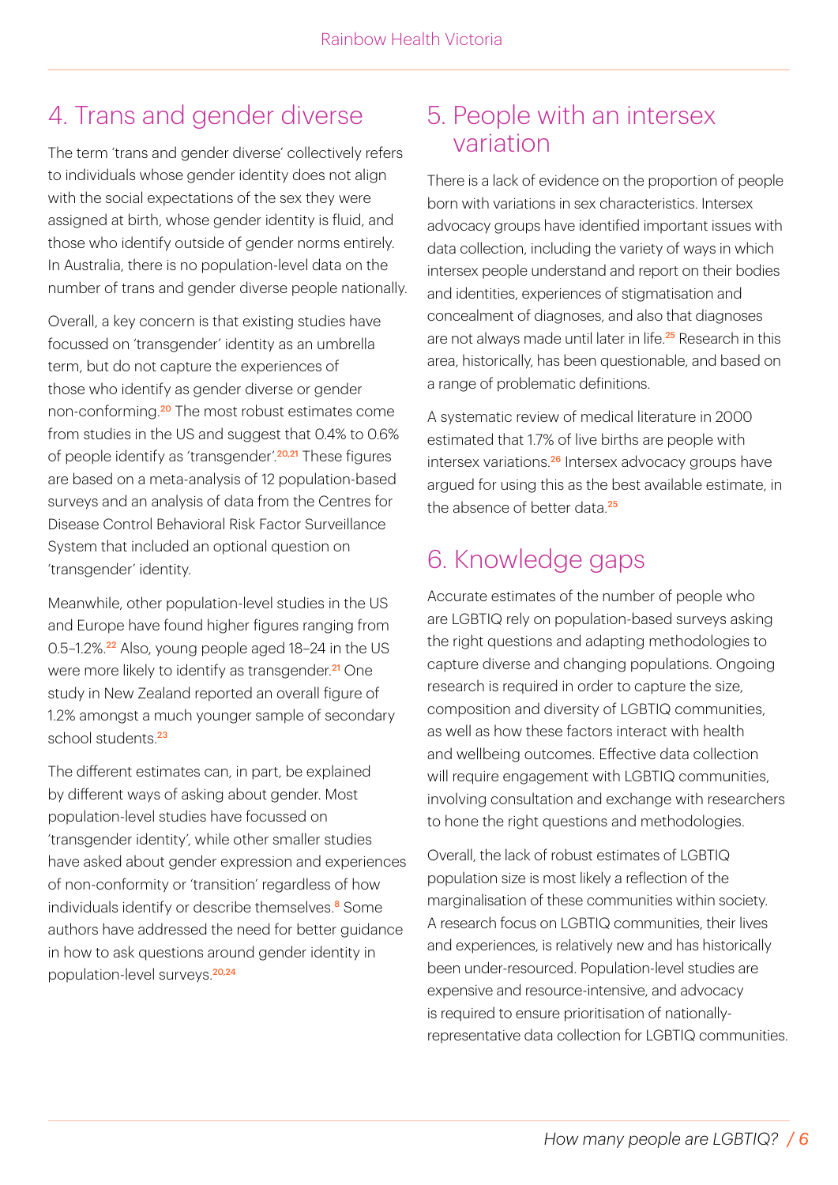## 4. Trans and gender diverse

The term 'trans and gender diverse' collectively refers to individuals whose gender identity does not align with the social expectations of the sex they were assigned at birth, whose gender identity is fluid, and those who identify outside of gender norms entirely. In Australia, there is no population-level data on the number of trans and gender diverse people nationally.

Overall, a key concern is that existing studies have focussed on 'transgender' identity as an umbrella term, but do not capture the experiences of those who identify as gender diverse or gender non-conforming.[20] The most robust estimates come from studies in the US and suggest that 0.4% to 0.6% of people identify as 'transgender'.[20,21] These figures are based on a meta-analysis of 12 population-based surveys and an analysis of data from the Centres for Disease Control Behavioral Risk Factor Surveillance System that included an optional question on 'transgender' identity.

Meanwhile, other population-level studies in the US and Europe have found higher figures ranging from 0.5–1.2%.[22] Also, young people aged 18–24 in the US were more likely to identify as transgender.[21] One study in New Zealand reported an overall figure of 1.2% amongst a much younger sample of secondary school students.[23]

The different estimates can, in part, be explained by different ways of asking about gender. Most population-level studies have focussed on 'transgender identity', while other smaller studies have asked about gender expression and experiences of non-conformity or 'transition' regardless of how individuals identify or describe themselves.[8] Some authors have addressed the need for better guidance in how to ask questions around gender identity in population-level surveys.[20,24]

## 5. People with an intersex variation

There is a lack of evidence on the proportion of people born with variations in sex characteristics. Intersex advocacy groups have identified important issues with data collection, including the variety of ways in which intersex people understand and report on their bodies and identities, experiences of stigmatisation and concealment of diagnoses, and also that diagnoses are not always made until later in life.[25] Research in this area, historically, has been questionable, and based on a range of problematic definitions.

A systematic review of medical literature in 2000 estimated that 1.7% of live births are people with intersex variations.[26] Intersex advocacy groups have argued for using this as the best available estimate, in the absence of better data.[25]

## 6. Knowledge gaps

Accurate estimates of the number of people who are LGBTIQ rely on population-based surveys asking the right questions and adapting methodologies to capture diverse and changing populations. Ongoing research is required in order to capture the size, composition and diversity of LGBTIQ communities, as well as how these factors interact with health and wellbeing outcomes. Effective data collection will require engagement with LGBTIQ communities, involving consultation and exchange with researchers to hone the right questions and methodologies.

Overall, the lack of robust estimates of LGBTIQ population size is most likely a reflection of the marginalisation of these communities within society. A research focus on LGBTIQ communities, their lives and experiences, is relatively new and has historically been under-resourced. Population-level studies are expensive and resource-intensive, and advocacy is required to ensure prioritisation of nationally-representative data collection for LGBTIQ communities.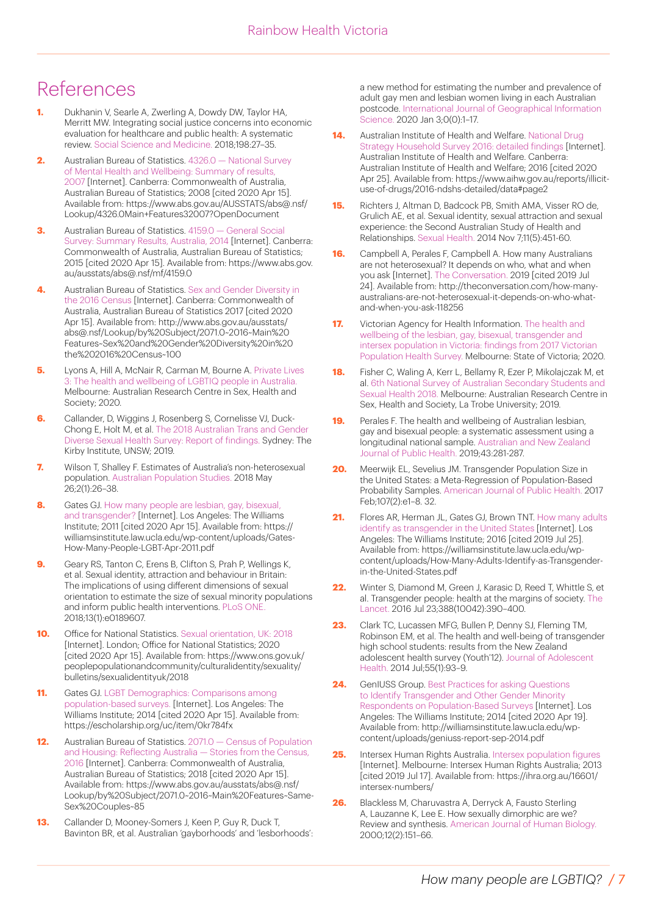# References

1. Dukhanin V, Searle A, Zwerling A, Dowdy DW, Taylor HA, Merritt MW. Integrating social justice concerns into economic evaluation for healthcare and public health: A systematic review. Social Science and Medicine. 2018;198:27–35.
2. Australian Bureau of Statistics. 4326.0 — National Survey of Mental Health and Wellbeing: Summary of results, 2007 [Internet]. Canberra: Commonwealth of Australia, Australian Bureau of Statistics; 2008 [cited 2020 Apr 15]. Available from: https://www.abs.gov.au/AUSSTATS/abs@.nsf/Lookup/4326.0Main+Features32007?OpenDocument
3. Australian Bureau of Statistics. 4159.0 — General Social Survey: Summary Results, Australia, 2014 [Internet]. Canberra: Commonwealth of Australia, Australian Bureau of Statistics; 2015 [cited 2020 Apr 15]. Available from: https://www.abs.gov.au/ausstats/abs@.nsf/mf/4159.0
4. Australian Bureau of Statistics. Sex and Gender Diversity in the 2016 Census [Internet]. Canberra: Commonwealth of Australia, Australian Bureau of Statistics 2017 [cited 2020 Apr 15]. Available from: http://www.abs.gov.au/ausstats/abs@.nsf/Lookup/by%20Subject/2071.0~2016~Main%20Features~Sex%20and%20Gender%20Diversity%20in%20the%202016%20Census~100
5. Lyons A, Hill A, McNair R, Carman M, Bourne A. Private Lives 3: The health and wellbeing of LGBTIQ people in Australia. Melbourne: Australian Research Centre in Sex, Health and Society; 2020.
6. Callander, D, Wiggins J, Rosenberg S, Cornelisse VJ, Duck-Chong E, Holt M, et al. The 2018 Australian Trans and Gender Diverse Sexual Health Survey: Report of findings. Sydney: The Kirby Institute, UNSW; 2019.
7. Wilson T, Shalley F. Estimates of Australia's non-heterosexual population. Australian Population Studies. 2018 May 26;2(1):26–38.
8. Gates GJ. How many people are lesbian, gay, bisexual, and transgender? [Internet]. Los Angeles: The Williams Institute; 2011 [cited 2020 Apr 15]. Available from: https://williamsinstitute.law.ucla.edu/wp-content/uploads/Gates-How-Many-People-LGBT-Apr-2011.pdf
9. Geary RS, Tanton C, Erens B, Clifton S, Prah P, Wellings K, et al. Sexual identity, attraction and behaviour in Britain: The implications of using different dimensions of sexual orientation to estimate the size of sexual minority populations and inform public health interventions. PLoS ONE. 2018;13(1):e0189607.
10. Office for National Statistics. Sexual orientation, UK: 2018 [Internet]. London; Office for National Statistics; 2020 [cited 2020 Apr 15]. Available from: https://www.ons.gov.uk/peoplepopulationandcommunity/culturalidentity/sexuality/bulletins/sexualidentityuk/2018
11. Gates GJ. LGBT Demographics: Comparisons among population-based surveys. [Internet]. Los Angeles: The Williams Institute; 2014 [cited 2020 Apr 15]. Available from: https://escholarship.org/uc/item/0kr784fx
12. Australian Bureau of Statistics. 2071.0 — Census of Population and Housing: Reflecting Australia — Stories from the Census, 2016 [Internet]. Canberra: Commonwealth of Australia, Australian Bureau of Statistics; 2018 [cited 2020 Apr 15]. Available from: https://www.abs.gov.au/ausstats/abs@.nsf/Lookup/by%20Subject/2071.0~2016~Main%20Features~Same-Sex%20Couples~85
13. Callander D, Mooney-Somers J, Keen P, Guy R, Duck T, Bavinton BR, et al. Australian 'gayborhoods' and 'lesborhoods': a new method for estimating the number and prevalence of adult gay men and lesbian women living in each Australian postcode. International Journal of Geographical Information Science. 2020 Jan 3;0(0):1–17.
14. Australian Institute of Health and Welfare. National Drug Strategy Household Survey 2016: detailed findings [Internet]. Australian Institute of Health and Welfare. Canberra: Australian Institute of Health and Welfare; 2016 [cited 2020 Apr 25]. Available from: https://www.aihw.gov.au/reports/illicit-use-of-drugs/2016-ndshs-detailed/data#page2
15. Richters J, Altman D, Badcock PB, Smith AMA, Visser RO de, Grulich AE, et al. Sexual identity, sexual attraction and sexual experience: the Second Australian Study of Health and Relationships. Sexual Health. 2014 Nov 7;11(5):451-60.
16. Campbell A, Perales F, Campbell A. How many Australians are not heterosexual? It depends on who, what and when you ask [Internet]. The Conversation. 2019 [cited 2019 Jul 24]. Available from: http://theconversation.com/how-many-australians-are-not-heterosexual-it-depends-on-who-what-and-when-you-ask-118256
17. Victorian Agency for Health Information. The health and wellbeing of the lesbian, gay, bisexual, transgender and intersex population in Victoria: findings from 2017 Victorian Population Health Survey. Melbourne: State of Victoria; 2020.
18. Fisher C, Waling A, Kerr L, Bellamy R, Ezer P, Mikolajczak M, et al. 6th National Survey of Australian Secondary Students and Sexual Health 2018. Melbourne: Australian Research Centre in Sex, Health and Society, La Trobe University; 2019.
19. Perales F. The health and wellbeing of Australian lesbian, gay and bisexual people: a systematic assessment using a longitudinal national sample. Australian and New Zealand Journal of Public Health. 2019;43:281-287.
20. Meerwijk EL, Sevelius JM. Transgender Population Size in the United States: a Meta-Regression of Population-Based Probability Samples. American Journal of Public Health. 2017 Feb;107(2):e1–8. 32.
21. Flores AR, Herman JL, Gates GJ, Brown TNT. How many adults identify as transgender in the United States [Internet]. Los Angeles: The Williams Institute; 2016 [cited 2019 Jul 25]. Available from: https://williamsinstitute.law.ucla.edu/wp-content/uploads/How-Many-Adults-Identify-as-Transgender-in-the-United-States.pdf
22. Winter S, Diamond M, Green J, Karasic D, Reed T, Whittle S, et al. Transgender people: health at the margins of society. The Lancet. 2016 Jul 23;388(10042):390–400.
23. Clark TC, Lucassen MFG, Bullen P, Denny SJ, Fleming TM, Robinson EM, et al. The health and well-being of transgender high school students: results from the New Zealand adolescent health survey (Youth'12). Journal of Adolescent Health. 2014 Jul;55(1):93–9.
24. GenIUSS Group. Best Practices for asking Questions to Identify Transgender and Other Gender Minority Respondents on Population-Based Surveys [Internet]. Los Angeles: The Williams Institute; 2014 [cited 2020 Apr 19]. Available from: http://williamsinstitute.law.ucla.edu/wp-content/uploads/geniuss-report-sep-2014.pdf
25. Intersex Human Rights Australia. Intersex population figures [Internet]. Melbourne: Intersex Human Rights Australia; 2013 [cited 2019 Jul 17]. Available from: https://ihra.org.au/16601/intersex-numbers/
26. Blackless M, Charuvastra A, Derryck A, Fausto Sterling A, Lauzanne K, Lee E. How sexually dimorphic are we? Review and synthesis. American Journal of Human Biology. 2000;12(2):151–66.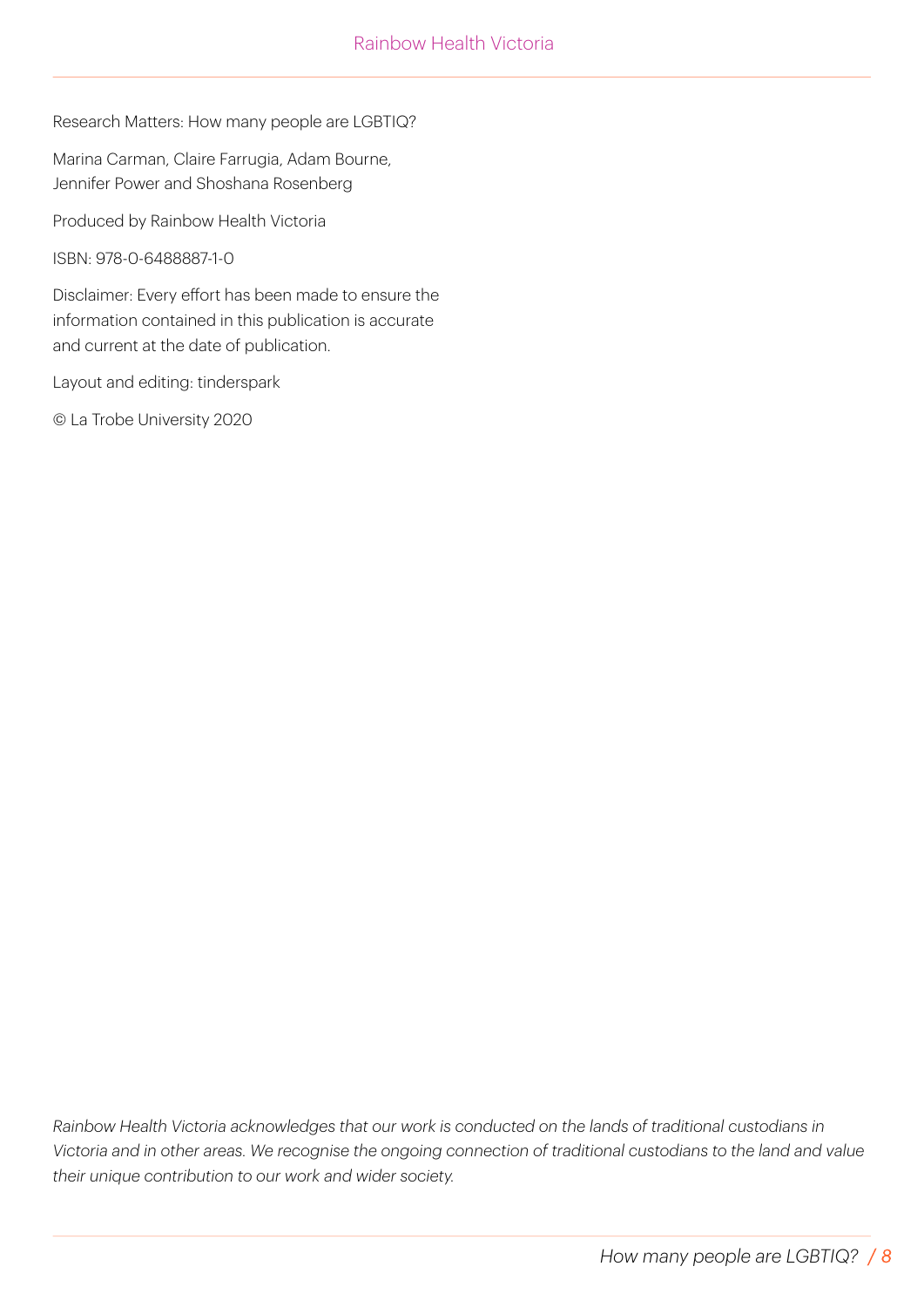Research Matters: How many people are LGBTIQ?

Marina Carman, Claire Farrugia, Adam Bourne,
Jennifer Power and Shoshana Rosenberg

Produced by Rainbow Health Victoria

ISBN: 978-0-6488887-1-0

Disclaimer: Every effort has been made to ensure the information contained in this publication is accurate and current at the date of publication.

Layout and editing: tinderspark

© La Trobe University 2020

*Rainbow Health Victoria acknowledges that our work is conducted on the lands of traditional custodians in Victoria and in other areas. We recognise the ongoing connection of traditional custodians to the land and value their unique contribution to our work and wider society.*